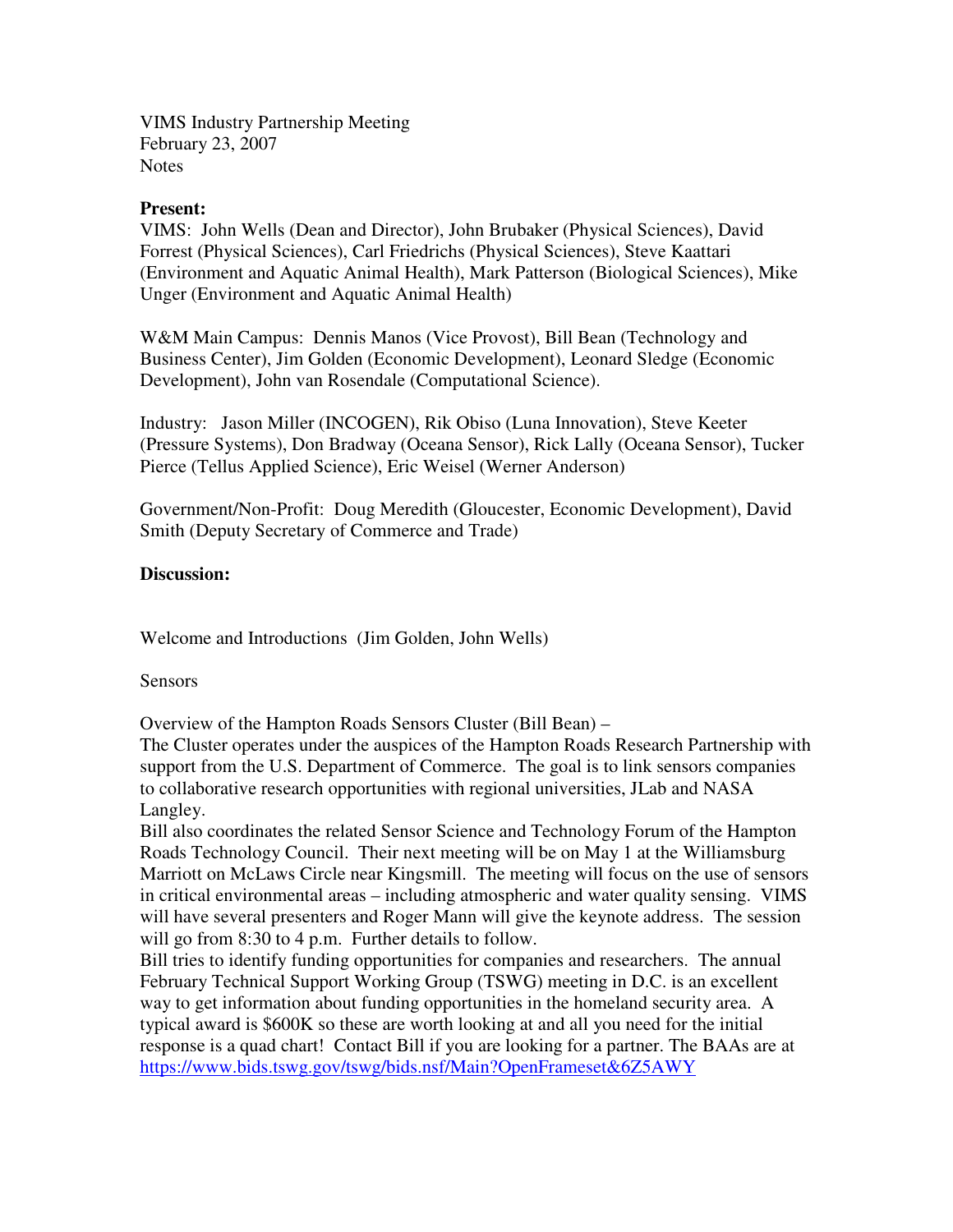VIMS Industry Partnership Meeting
February 23, 2007
Notes

**Present:**

VIMS: John Wells (Dean and Director), John Brubaker (Physical Sciences), David Forrest (Physical Sciences), Carl Friedrichs (Physical Sciences), Steve Kaattari (Environment and Aquatic Animal Health), Mark Patterson (Biological Sciences), Mike Unger (Environment and Aquatic Animal Health)

W&M Main Campus: Dennis Manos (Vice Provost), Bill Bean (Technology and Business Center), Jim Golden (Economic Development), Leonard Sledge (Economic Development), John van Rosendale (Computational Science).

Industry: Jason Miller (INCOGEN), Rik Obiso (Luna Innovation), Steve Keeter (Pressure Systems), Don Bradway (Oceana Sensor), Rick Lally (Oceana Sensor), Tucker Pierce (Tellus Applied Science), Eric Weisel (Werner Anderson)

Government/Non-Profit: Doug Meredith (Gloucester, Economic Development), David Smith (Deputy Secretary of Commerce and Trade)

**Discussion:**

Welcome and Introductions (Jim Golden, John Wells)

Sensors

Overview of the Hampton Roads Sensors Cluster (Bill Bean) –
The Cluster operates under the auspices of the Hampton Roads Research Partnership with support from the U.S. Department of Commerce. The goal is to link sensors companies to collaborative research opportunities with regional universities, JLab and NASA Langley.
Bill also coordinates the related Sensor Science and Technology Forum of the Hampton Roads Technology Council. Their next meeting will be on May 1 at the Williamsburg Marriott on McLaws Circle near Kingsmill. The meeting will focus on the use of sensors in critical environmental areas – including atmospheric and water quality sensing. VIMS will have several presenters and Roger Mann will give the keynote address. The session will go from 8:30 to 4 p.m. Further details to follow.
Bill tries to identify funding opportunities for companies and researchers. The annual February Technical Support Working Group (TSWG) meeting in D.C. is an excellent way to get information about funding opportunities in the homeland security area. A typical award is $600K so these are worth looking at and all you need for the initial response is a quad chart! Contact Bill if you are looking for a partner. The BAAs are at https://www.bids.tswg.gov/tswg/bids.nsf/Main?OpenFrameset&6Z5AWY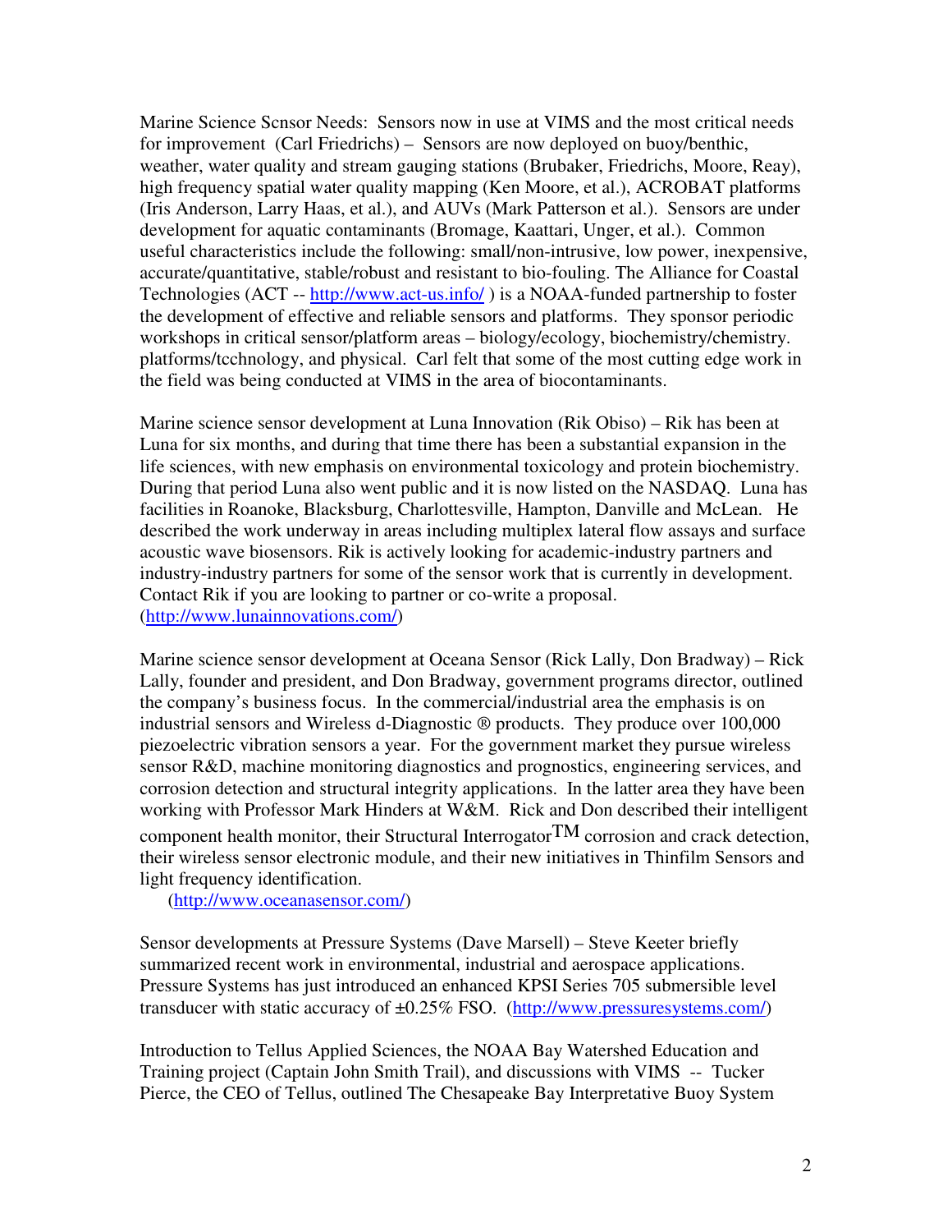Marine Science Scnsor Needs: Sensors now in use at VIMS and the most critical needs for improvement (Carl Friedrichs) – Sensors are now deployed on buoy/benthic, weather, water quality and stream gauging stations (Brubaker, Friedrichs, Moore, Reay), high frequency spatial water quality mapping (Ken Moore, et al.), ACROBAT platforms (Iris Anderson, Larry Haas, et al.), and AUVs (Mark Patterson et al.). Sensors are under development for aquatic contaminants (Bromage, Kaattari, Unger, et al.). Common useful characteristics include the following: small/non-intrusive, low power, inexpensive, accurate/quantitative, stable/robust and resistant to bio-fouling. The Alliance for Coastal Technologies (ACT -- [http://www.act-us.info/](http://www.act-us.info/) ) is a NOAA-funded partnership to foster the development of effective and reliable sensors and platforms. They sponsor periodic workshops in critical sensor/platform areas – biology/ecology, biochemistry/chemistry. platforms/tcchnology, and physical. Carl felt that some of the most cutting edge work in the field was being conducted at VIMS in the area of biocontaminants.

Marine science sensor development at Luna Innovation (Rik Obiso) – Rik has been at Luna for six months, and during that time there has been a substantial expansion in the life sciences, with new emphasis on environmental toxicology and protein biochemistry. During that period Luna also went public and it is now listed on the NASDAQ. Luna has facilities in Roanoke, Blacksburg, Charlottesville, Hampton, Danville and McLean. He described the work underway in areas including multiplex lateral flow assays and surface acoustic wave biosensors. Rik is actively looking for academic-industry partners and industry-industry partners for some of the sensor work that is currently in development. Contact Rik if you are looking to partner or co-write a proposal. ([http://www.lunainnovations.com/](http://www.lunainnovations.com/))

Marine science sensor development at Oceana Sensor (Rick Lally, Don Bradway) – Rick Lally, founder and president, and Don Bradway, government programs director, outlined the company's business focus. In the commercial/industrial area the emphasis is on industrial sensors and Wireless d-Diagnostic ® products. They produce over 100,000 piezoelectric vibration sensors a year. For the government market they pursue wireless sensor R&D, machine monitoring diagnostics and prognostics, engineering services, and corrosion detection and structural integrity applications. In the latter area they have been working with Professor Mark Hinders at W&M. Rick and Don described their intelligent component health monitor, their Structural Interrogator™ corrosion and crack detection, their wireless sensor electronic module, and their new initiatives in Thinfilm Sensors and light frequency identification.
([http://www.oceanasensor.com/](http://www.oceanasensor.com/))

Sensor developments at Pressure Systems (Dave Marsell) – Steve Keeter briefly summarized recent work in environmental, industrial and aerospace applications. Pressure Systems has just introduced an enhanced KPSI Series 705 submersible level transducer with static accuracy of ±0.25% FSO. ([http://www.pressuresystems.com/](http://www.pressuresystems.com/))

Introduction to Tellus Applied Sciences, the NOAA Bay Watershed Education and Training project (Captain John Smith Trail), and discussions with VIMS -- Tucker Pierce, the CEO of Tellus, outlined The Chesapeake Bay Interpretative Buoy System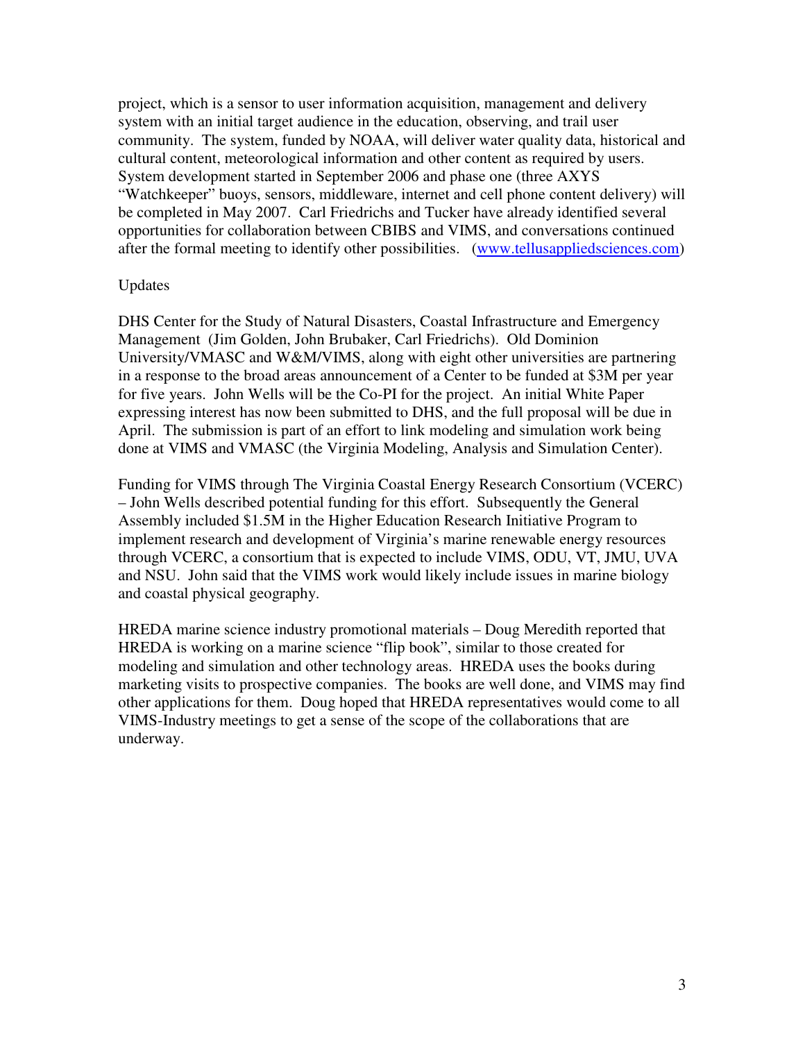project, which is a sensor to user information acquisition, management and delivery system with an initial target audience in the education, observing, and trail user community. The system, funded by NOAA, will deliver water quality data, historical and cultural content, meteorological information and other content as required by users. System development started in September 2006 and phase one (three AXYS "Watchkeeper" buoys, sensors, middleware, internet and cell phone content delivery) will be completed in May 2007. Carl Friedrichs and Tucker have already identified several opportunities for collaboration between CBIBS and VIMS, and conversations continued after the formal meeting to identify other possibilities. (www.tellusappliedsciences.com)

Updates

DHS Center for the Study of Natural Disasters, Coastal Infrastructure and Emergency Management (Jim Golden, John Brubaker, Carl Friedrichs). Old Dominion University/VMASC and W&M/VIMS, along with eight other universities are partnering in a response to the broad areas announcement of a Center to be funded at $3M per year for five years. John Wells will be the Co-PI for the project. An initial White Paper expressing interest has now been submitted to DHS, and the full proposal will be due in April. The submission is part of an effort to link modeling and simulation work being done at VIMS and VMASC (the Virginia Modeling, Analysis and Simulation Center).

Funding for VIMS through The Virginia Coastal Energy Research Consortium (VCERC) – John Wells described potential funding for this effort. Subsequently the General Assembly included $1.5M in the Higher Education Research Initiative Program to implement research and development of Virginia's marine renewable energy resources through VCERC, a consortium that is expected to include VIMS, ODU, VT, JMU, UVA and NSU. John said that the VIMS work would likely include issues in marine biology and coastal physical geography.

HREDA marine science industry promotional materials – Doug Meredith reported that HREDA is working on a marine science "flip book", similar to those created for modeling and simulation and other technology areas. HREDA uses the books during marketing visits to prospective companies. The books are well done, and VIMS may find other applications for them. Doug hoped that HREDA representatives would come to all VIMS-Industry meetings to get a sense of the scope of the collaborations that are underway.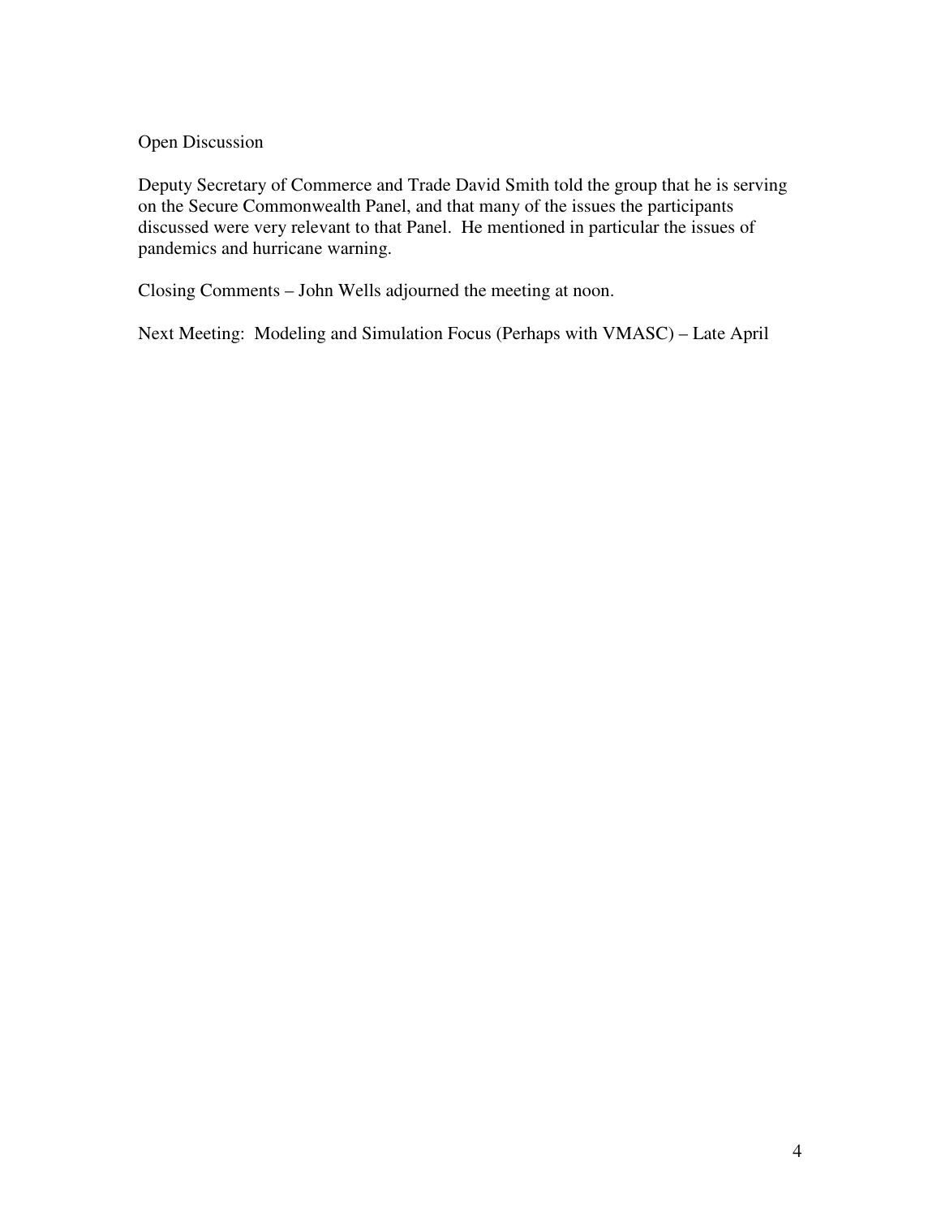Open Discussion

Deputy Secretary of Commerce and Trade David Smith told the group that he is serving on the Secure Commonwealth Panel, and that many of the issues the participants discussed were very relevant to that Panel. He mentioned in particular the issues of pandemics and hurricane warning.

Closing Comments – John Wells adjourned the meeting at noon.

Next Meeting: Modeling and Simulation Focus (Perhaps with VMASC) – Late April